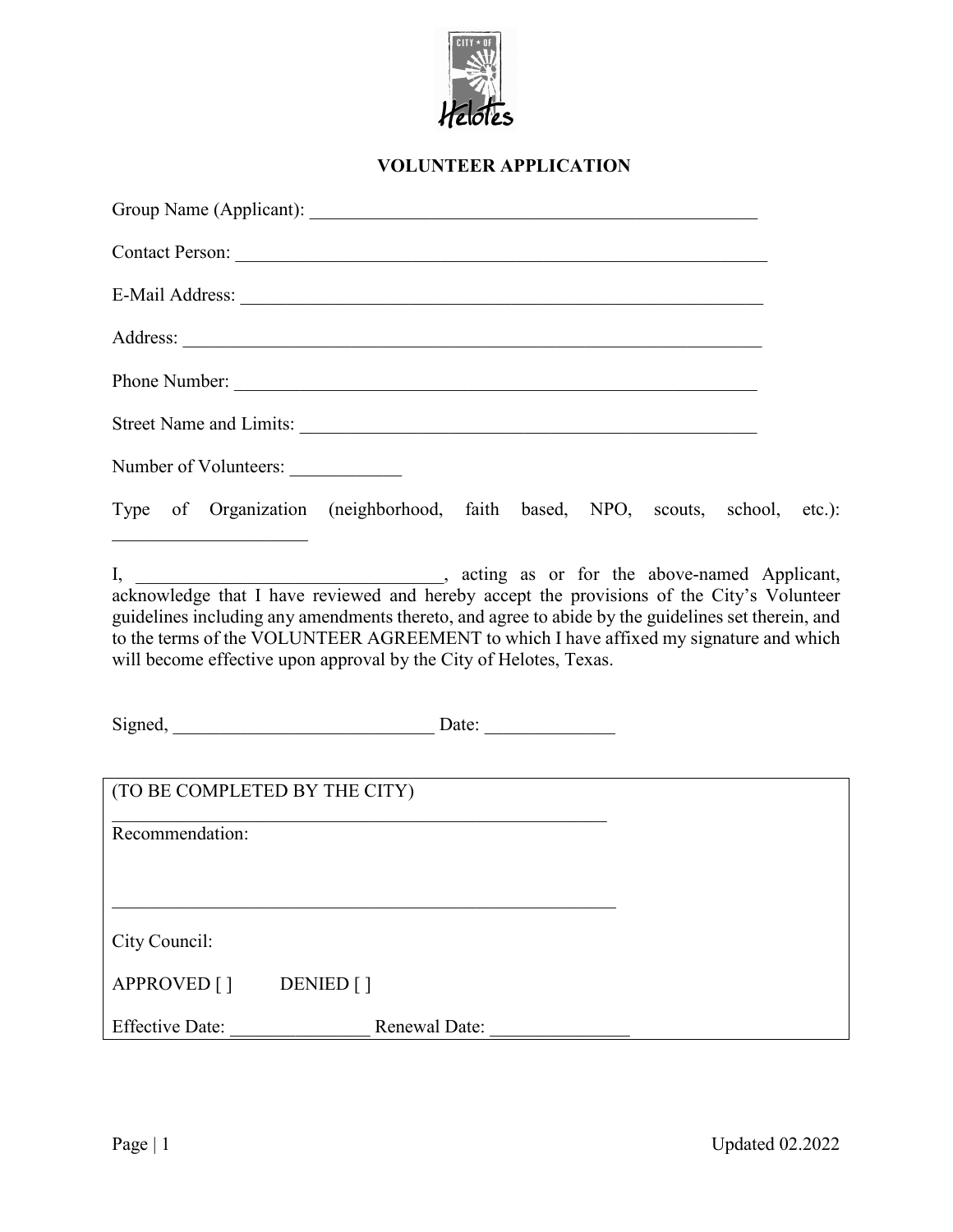## VOLUNTEER APPLICATION

Group Name (Applicant): ___________________________________________________

Contact Person: ____________________________________________________________

E-Mail Address: ____________________________________________________________

Address: __________________________________________________________________

Phone Number: _____________________________________________________________

Street Name and Limits: ____________________________________________________

Number of Volunteers: ____________

Type of Organization (neighborhood, faith based, NPO, scouts, school, etc.): ____________________

I, _________________________________, acting as or for the above-named Applicant, acknowledge that I have reviewed and hereby accept the provisions of the City's Volunteer guidelines including any amendments thereto, and agree to abide by the guidelines set therein, and to the terms of the VOLUNTEER AGREEMENT to which I have affixed my signature and which will become effective upon approval by the City of Helotes, Texas.

Signed, ____________________________ Date: ______________

(TO BE COMPLETED BY THE CITY)

_______________________________________________________

Recommendation:

_______________________________________________________

City Council:

APPROVED [ ] DENIED [ ]

Effective Date: _______________ Renewal Date: _______________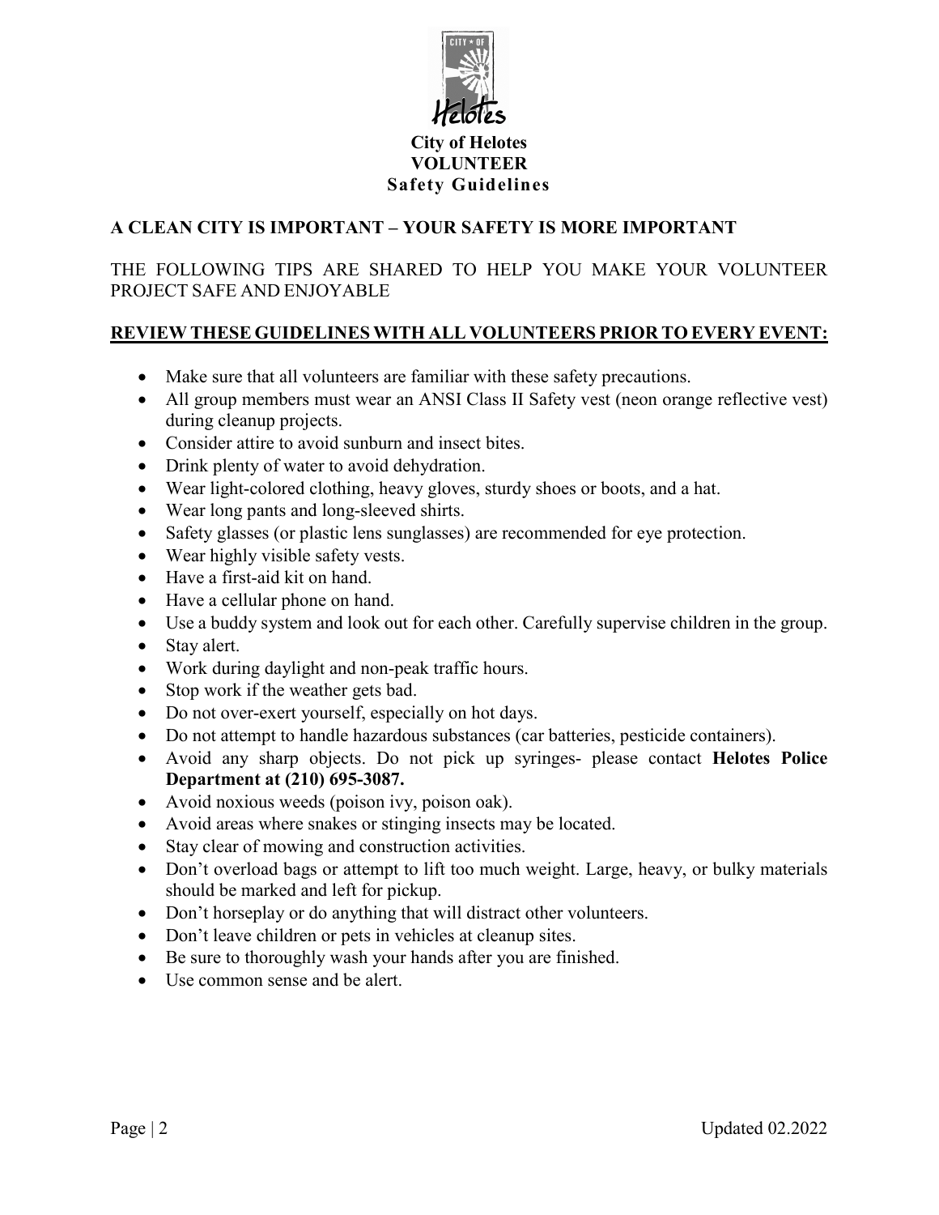**City of Helotes**
**VOLUNTEER**
**Safety Guidelines**

## A CLEAN CITY IS IMPORTANT – YOUR SAFETY IS MORE IMPORTANT

THE FOLLOWING TIPS ARE SHARED TO HELP YOU MAKE YOUR VOLUNTEER PROJECT SAFE AND ENJOYABLE

**REVIEW THESE GUIDELINES WITH ALL VOLUNTEERS PRIOR TO EVERY EVENT:**

- Make sure that all volunteers are familiar with these safety precautions.
- All group members must wear an ANSI Class II Safety vest (neon orange reflective vest) during cleanup projects.
- Consider attire to avoid sunburn and insect bites.
- Drink plenty of water to avoid dehydration.
- Wear light-colored clothing, heavy gloves, sturdy shoes or boots, and a hat.
- Wear long pants and long-sleeved shirts.
- Safety glasses (or plastic lens sunglasses) are recommended for eye protection.
- Wear highly visible safety vests.
- Have a first-aid kit on hand.
- Have a cellular phone on hand.
- Use a buddy system and look out for each other. Carefully supervise children in the group.
- Stay alert.
- Work during daylight and non-peak traffic hours.
- Stop work if the weather gets bad.
- Do not over-exert yourself, especially on hot days.
- Do not attempt to handle hazardous substances (car batteries, pesticide containers).
- Avoid any sharp objects. Do not pick up syringes- please contact **Helotes Police Department at (210) 695-3087.**
- Avoid noxious weeds (poison ivy, poison oak).
- Avoid areas where snakes or stinging insects may be located.
- Stay clear of mowing and construction activities.
- Don't overload bags or attempt to lift too much weight. Large, heavy, or bulky materials should be marked and left for pickup.
- Don't horseplay or do anything that will distract other volunteers.
- Don't leave children or pets in vehicles at cleanup sites.
- Be sure to thoroughly wash your hands after you are finished.
- Use common sense and be alert.

Updated 02.2022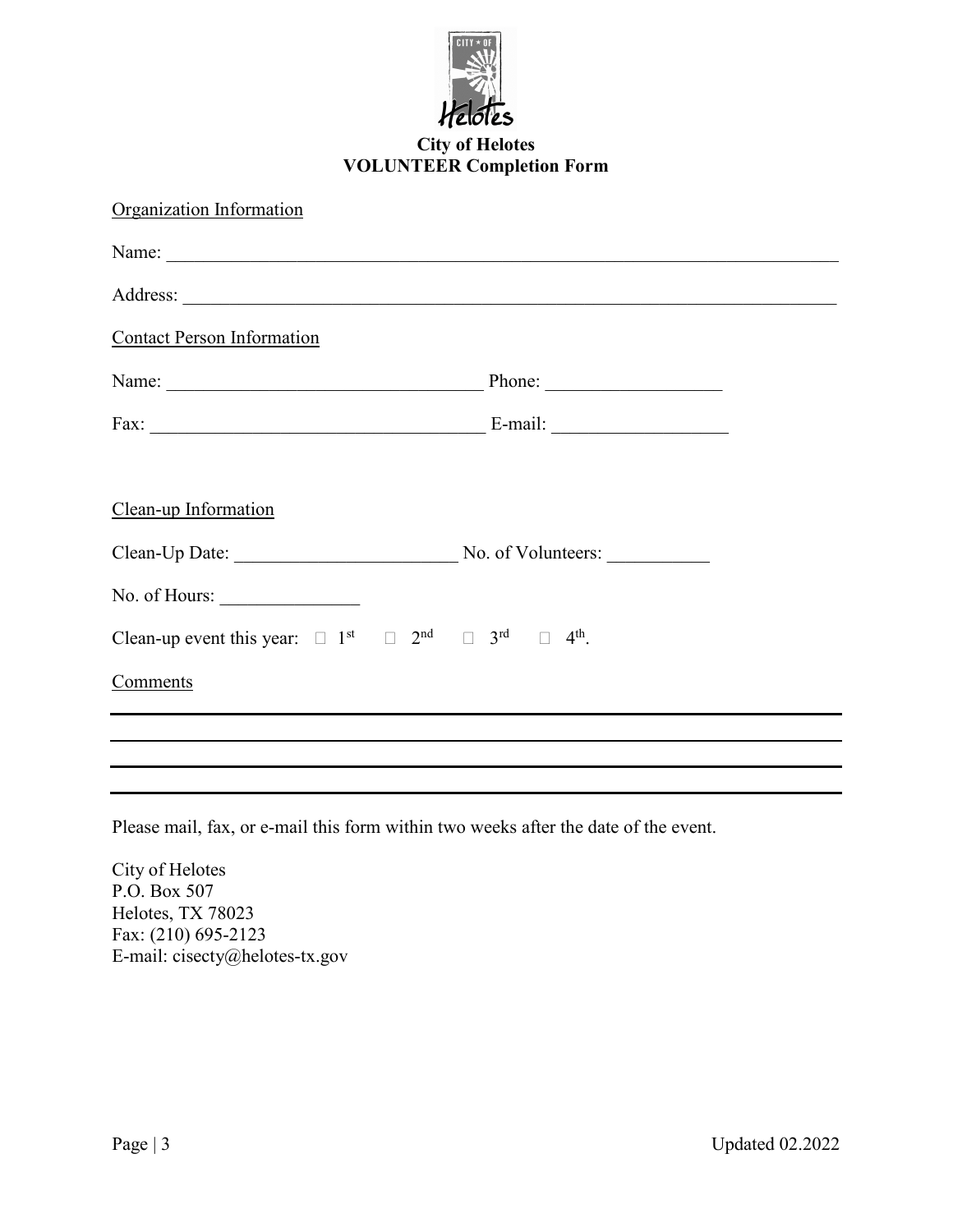# City of Helotes
## VOLUNTEER Completion Form

Organization Information

Name: ___________________________________________________________________________

Address: _________________________________________________________________________

Contact Person Information

Name: ___________________________________ Phone: ___________________

Fax: _____________________________________ E-mail: ___________________

Clean-up Information

Clean-Up Date: ________________________ No. of Volunteers: ___________

No. of Hours: _______________

Clean-up event this year: ☐ 1st ☐ 2nd ☐ 3rd ☐ 4th.

Comments

___________________________________________________________________________

___________________________________________________________________________

___________________________________________________________________________

___________________________________________________________________________

Please mail, fax, or e-mail this form within two weeks after the date of the event.

City of Helotes
P.O. Box 507
Helotes, TX 78023
Fax: (210) 695-2123
E-mail: cisecty@helotes-tx.gov

Updated 02.2022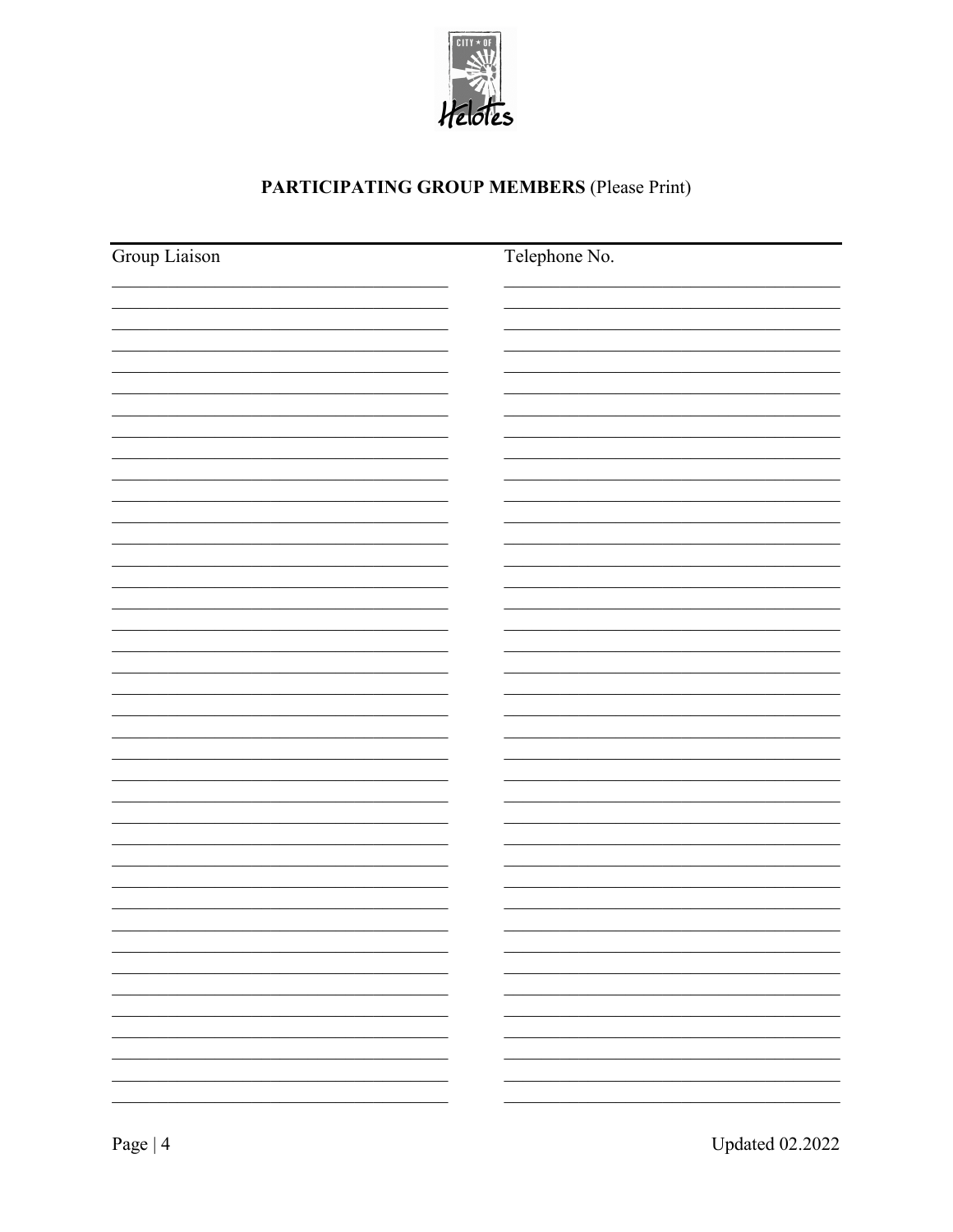## **PARTICIPATING GROUP MEMBERS** (Please Print)

| Group Liaison | Telephone No. |
|---|---|
| | |
| | |
| | |
| | |
| | |
| | |
| | |
| | |
| | |
| | |
| | |
| | |
| | |
| | |
| | |
| | |
| | |
| | |
| | |
| | |
| | |
| | |
| | |
| | |
| | |
| | |
| | |
| | |
| | |
| | |
| | |
| | |
| | |
| | |
| | |
| | |
| | |
| | |
| | |
| | |

Updated 02.2022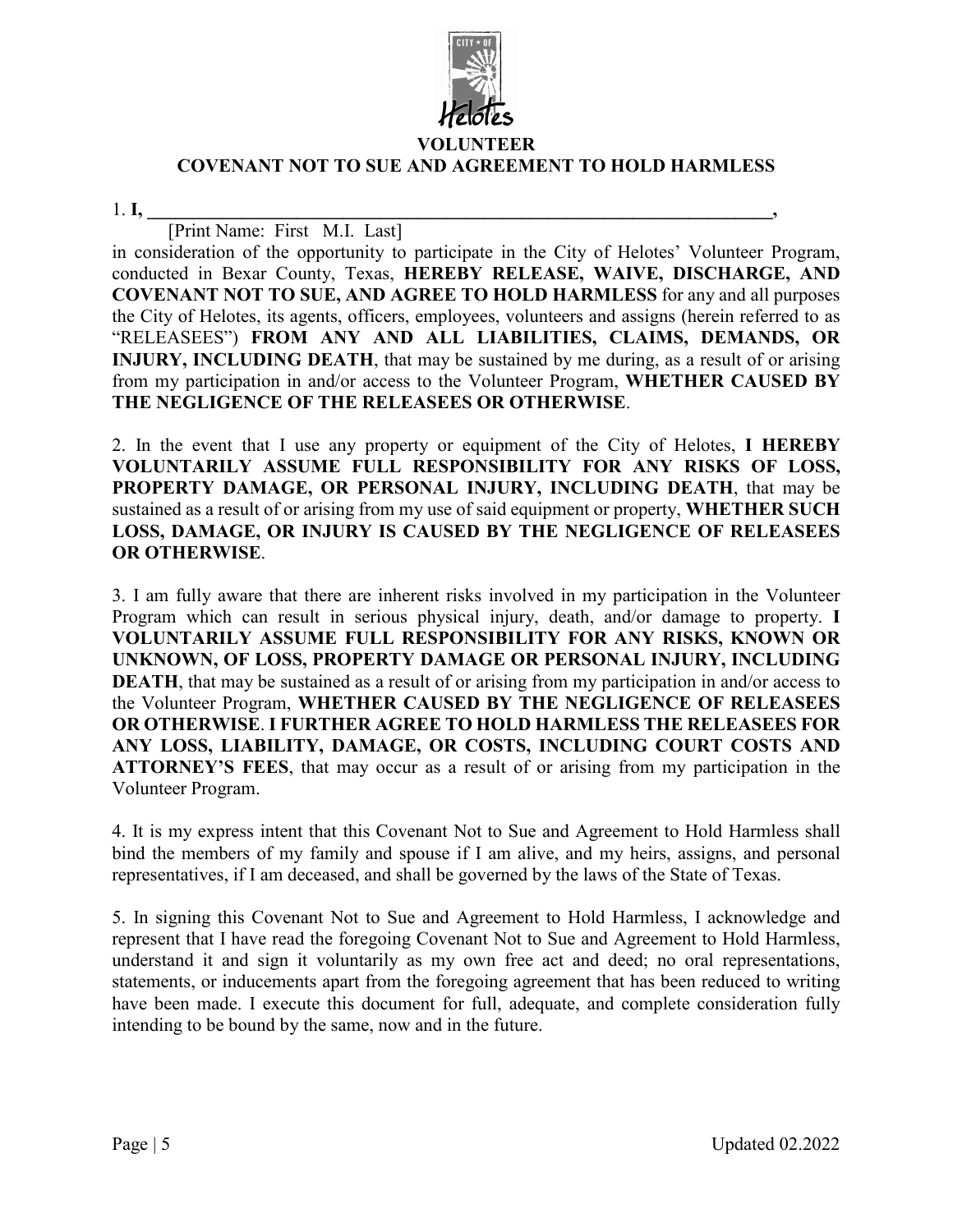# VOLUNTEER
# COVENANT NOT TO SUE AND AGREEMENT TO HOLD HARMLESS

1. **I, \_\_\_\_\_\_\_\_\_\_\_\_\_\_\_\_\_\_\_\_\_\_\_\_\_\_\_\_\_\_\_\_\_\_\_\_\_\_\_\_\_\_\_\_\_\_\_\_\_\_\_\_\_\_\_\_\_\_\_\_\_\_\_\_,**
[Print Name: First M.I. Last]
in consideration of the opportunity to participate in the City of Helotes' Volunteer Program, conducted in Bexar County, Texas, **HEREBY RELEASE, WAIVE, DISCHARGE, AND COVENANT NOT TO SUE, AND AGREE TO HOLD HARMLESS** for any and all purposes the City of Helotes, its agents, officers, employees, volunteers and assigns (herein referred to as "RELEASEES") **FROM ANY AND ALL LIABILITIES, CLAIMS, DEMANDS, OR INJURY, INCLUDING DEATH**, that may be sustained by me during, as a result of or arising from my participation in and/or access to the Volunteer Program, **WHETHER CAUSED BY THE NEGLIGENCE OF THE RELEASEES OR OTHERWISE**.

2. In the event that I use any property or equipment of the City of Helotes, **I HEREBY VOLUNTARILY ASSUME FULL RESPONSIBILITY FOR ANY RISKS OF LOSS, PROPERTY DAMAGE, OR PERSONAL INJURY, INCLUDING DEATH**, that may be sustained as a result of or arising from my use of said equipment or property, **WHETHER SUCH LOSS, DAMAGE, OR INJURY IS CAUSED BY THE NEGLIGENCE OF RELEASEES OR OTHERWISE**.

3. I am fully aware that there are inherent risks involved in my participation in the Volunteer Program which can result in serious physical injury, death, and/or damage to property. **I VOLUNTARILY ASSUME FULL RESPONSIBILITY FOR ANY RISKS, KNOWN OR UNKNOWN, OF LOSS, PROPERTY DAMAGE OR PERSONAL INJURY, INCLUDING DEATH**, that may be sustained as a result of or arising from my participation in and/or access to the Volunteer Program, **WHETHER CAUSED BY THE NEGLIGENCE OF RELEASEES OR OTHERWISE**. **I FURTHER AGREE TO HOLD HARMLESS THE RELEASEES FOR ANY LOSS, LIABILITY, DAMAGE, OR COSTS, INCLUDING COURT COSTS AND ATTORNEY'S FEES**, that may occur as a result of or arising from my participation in the Volunteer Program.

4. It is my express intent that this Covenant Not to Sue and Agreement to Hold Harmless shall bind the members of my family and spouse if I am alive, and my heirs, assigns, and personal representatives, if I am deceased, and shall be governed by the laws of the State of Texas.

5. In signing this Covenant Not to Sue and Agreement to Hold Harmless, I acknowledge and represent that I have read the foregoing Covenant Not to Sue and Agreement to Hold Harmless, understand it and sign it voluntarily as my own free act and deed; no oral representations, statements, or inducements apart from the foregoing agreement that has been reduced to writing have been made. I execute this document for full, adequate, and complete consideration fully intending to be bound by the same, now and in the future.

Updated 02.2022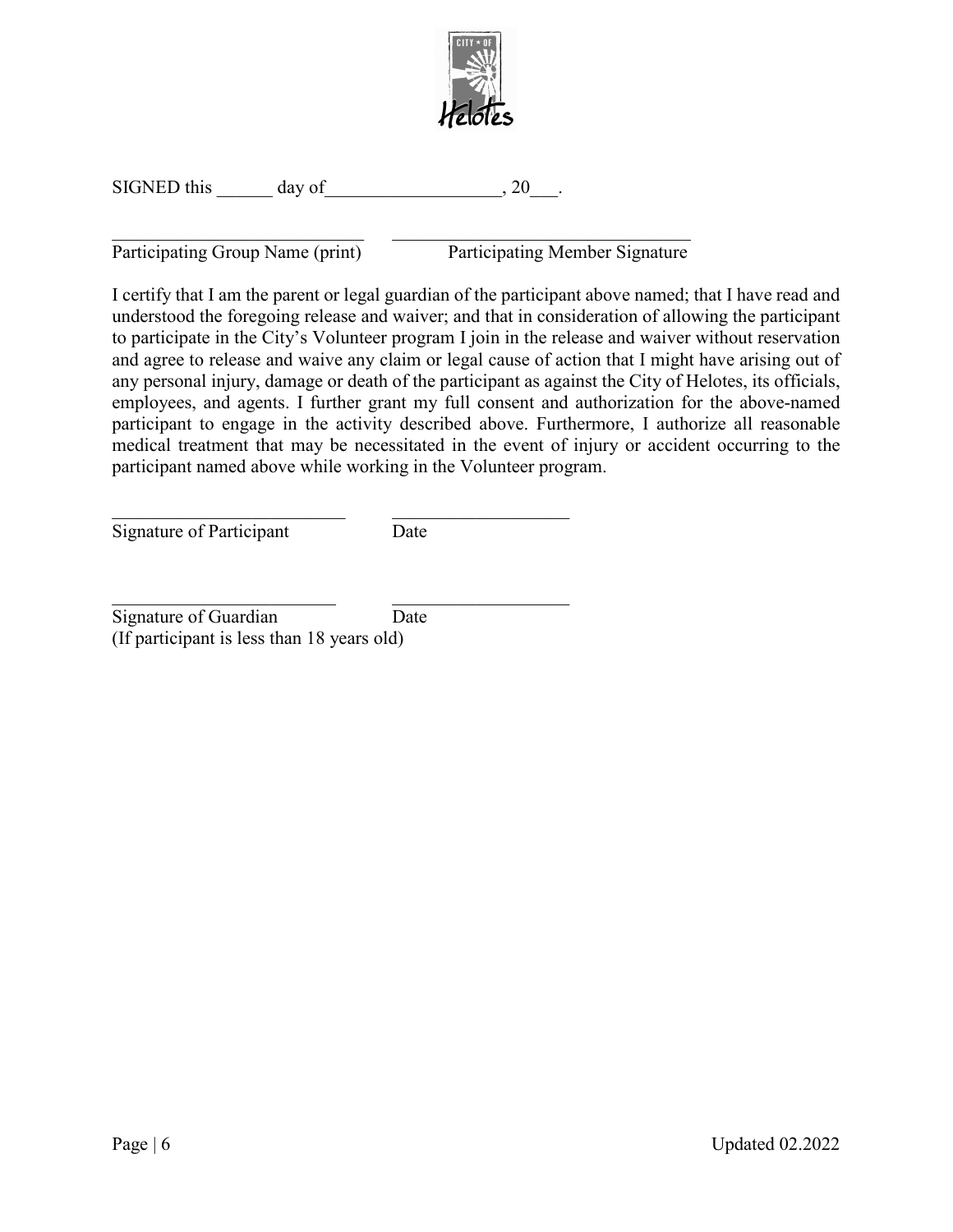SIGNED this ______ day of___________________, 20___.

_____________________________ __________________________________

Participating Group Name (print) Participating Member Signature

I certify that I am the parent or legal guardian of the participant above named; that I have read and understood the foregoing release and waiver; and that in consideration of allowing the participant to participate in the City's Volunteer program I join in the release and waiver without reservation and agree to release and waive any claim or legal cause of action that I might have arising out of any personal injury, damage or death of the participant as against the City of Helotes, its officials, employees, and agents. I further grant my full consent and authorization for the above-named participant to engage in the activity described above. Furthermore, I authorize all reasonable medical treatment that may be necessitated in the event of injury or accident occurring to the participant named above while working in the Volunteer program.

__________________________ ____________________

Signature of Participant Date

_________________________ ____________________

Signature of Guardian Date

(If participant is less than 18 years old)

Updated 02.2022